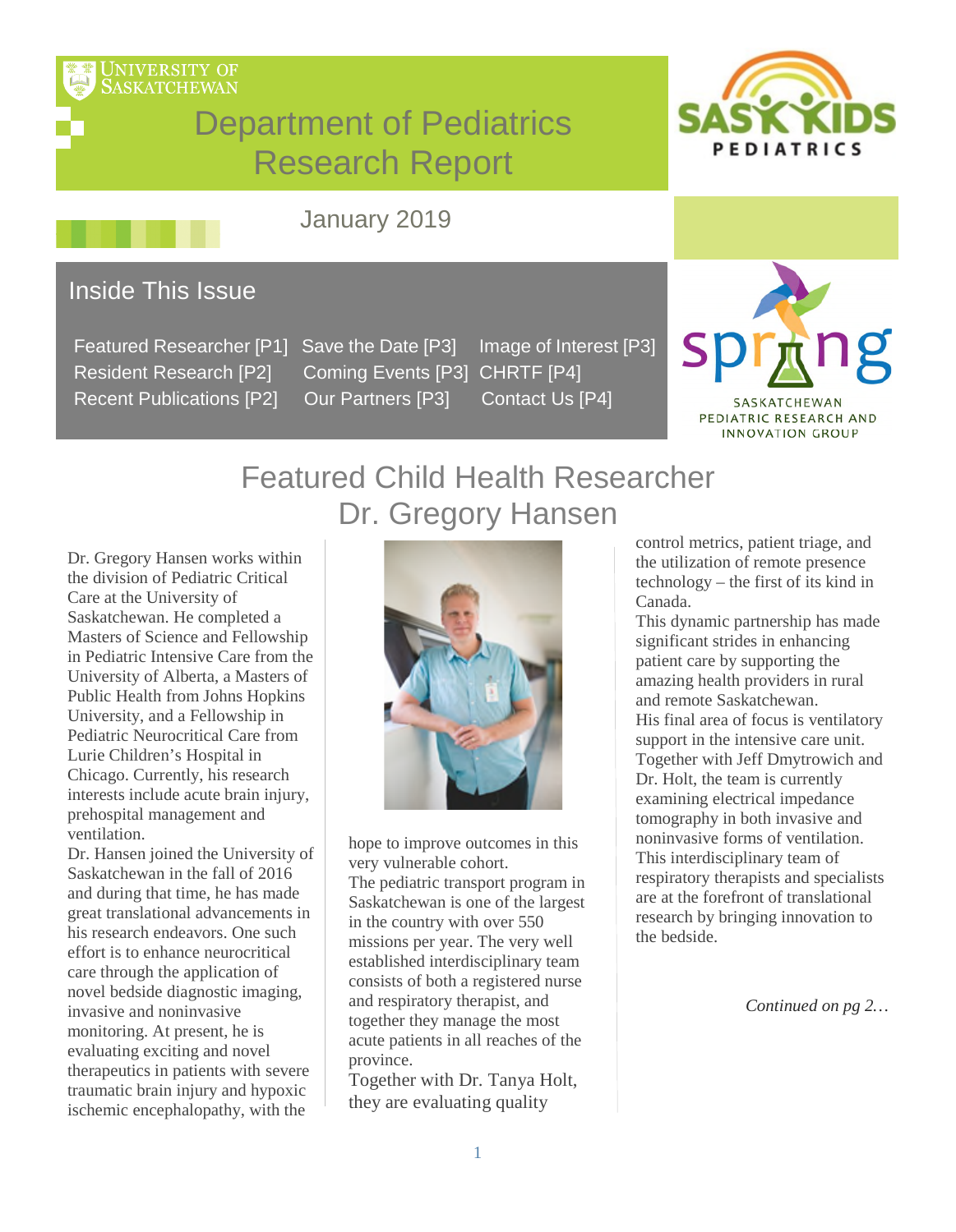University of Saskatchewan

# Department of Pediatrics Research Report

SaskKids Pediatrics

January 2019

## Inside This Issue

Featured Researcher [P1]
Resident Research [P2]
Recent Publications [P2]
Save the Date [P3]
Coming Events [P3]
Our Partners [P3]
Image of Interest [P3]
CHRTF [P4]
Contact Us [P4]

spring — Saskatchewan Pediatric Research and Innovation Group

## Featured Child Health Researcher Dr. Gregory Hansen

Dr. Gregory Hansen works within the division of Pediatric Critical Care at the University of Saskatchewan. He completed a Masters of Science and Fellowship in Pediatric Intensive Care from the University of Alberta, a Masters of Public Health from Johns Hopkins University, and a Fellowship in Pediatric Neurocritical Care from Lurie Children's Hospital in Chicago. Currently, his research interests include acute brain injury, prehospital management and ventilation.

Dr. Hansen joined the University of Saskatchewan in the fall of 2016 and during that time, he has made great translational advancements in his research endeavors. One such effort is to enhance neurocritical care through the application of novel bedside diagnostic imaging, invasive and noninvasive monitoring. At present, he is evaluating exciting and novel therapeutics in patients with severe traumatic brain injury and hypoxic ischemic encephalopathy, with the hope to improve outcomes in this very vulnerable cohort.

The pediatric transport program in Saskatchewan is one of the largest in the country with over 550 missions per year. The very well established interdisciplinary team consists of both a registered nurse and respiratory therapist, and together they manage the most acute patients in all reaches of the province.

Together with Dr. Tanya Holt, they are evaluating quality control metrics, patient triage, and the utilization of remote presence technology – the first of its kind in Canada.

This dynamic partnership has made significant strides in enhancing patient care by supporting the amazing health providers in rural and remote Saskatchewan.

His final area of focus is ventilatory support in the intensive care unit. Together with Jeff Dmytrowich and Dr. Holt, the team is currently examining electrical impedance tomography in both invasive and noninvasive forms of ventilation. This interdisciplinary team of respiratory therapists and specialists are at the forefront of translational research by bringing innovation to the bedside.

*Continued on pg 2…*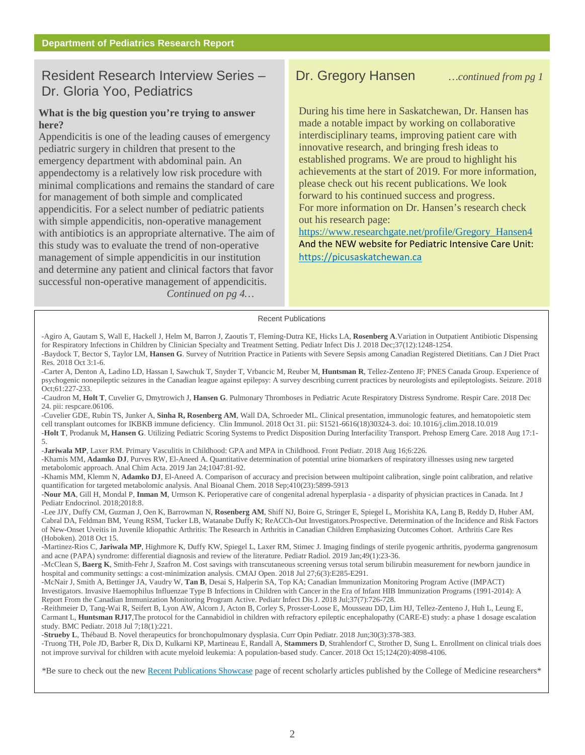## Resident Research Interview Series – Dr. Gloria Yoo, Pediatrics

**What is the big question you're trying to answer here?**

Appendicitis is one of the leading causes of emergency pediatric surgery in children that present to the emergency department with abdominal pain. An appendectomy is a relatively low risk procedure with minimal complications and remains the standard of care for management of both simple and complicated appendicitis. For a select number of pediatric patients with simple appendicitis, non-operative management with antibiotics is an appropriate alternative. The aim of this study was to evaluate the trend of non-operative management of simple appendicitis in our institution and determine any patient and clinical factors that favor successful non-operative management of appendicitis.

*Continued on pg 4…*

## Dr. Gregory Hansen

*…continued from pg 1*

During his time here in Saskatchewan, Dr. Hansen has made a notable impact by working on collaborative interdisciplinary teams, improving patient care with innovative research, and bringing fresh ideas to established programs. We are proud to highlight his achievements at the start of 2019. For more information, please check out his recent publications. We look forward to his continued success and progress.

For more information on Dr. Hansen's research check out his research page:

https://www.researchgate.net/profile/Gregory_Hansen4

And the NEW website for Pediatric Intensive Care Unit:

https://picusaskatchewan.ca

## Recent Publications

-Agiro A, Gautam S, Wall E, Hackell J, Helm M, Barron J, Zaoutis T, Fleming-Dutra KE, Hicks LA, **Rosenberg A**.Variation in Outpatient Antibiotic Dispensing for Respiratory Infections in Children by Clinician Specialty and Treatment Setting. Pediatr Infect Dis J. 2018 Dec;37(12):1248-1254.

-Baydock T, Bector S, Taylor LM, **Hansen G**. Survey of Nutrition Practice in Patients with Severe Sepsis among Canadian Registered Dietitians. Can J Diet Pract Res. 2018 Oct 3:1-6.

-Carter A, Denton A, Ladino LD, Hassan I, Sawchuk T, Snyder T, Vrbancic M, Reuber M, **Huntsman R**, Tellez-Zenteno JF; PNES Canada Group. Experience of psychogenic nonepileptic seizures in the Canadian league against epilepsy: A survey describing current practices by neurologists and epileptologists. Seizure. 2018 Oct;61:227-233.

-Caudron M, **Holt T**, Cuvelier G, Dmytrowich J, **Hansen G**. Pulmonary Thromboses in Pediatric Acute Respiratory Distress Syndrome. Respir Care. 2018 Dec 24. pii: respcare.06106.

-Cuvelier GDE, Rubin TS, Junker A, **Sinha R, Rosenberg AM**, Wall DA, Schroeder ML. Clinical presentation, immunologic features, and hematopoietic stem cell transplant outcomes for IKBKB immune deficiency. Clin Immunol. 2018 Oct 31. pii: S1521-6616(18)30324-3. doi: 10.1016/j.clim.2018.10.019

-**Holt T**, Prodanuk M**, Hansen G**. Utilizing Pediatric Scoring Systems to Predict Disposition During Interfacility Transport. Prehosp Emerg Care. 2018 Aug 17:1-5.

-**Jariwala MP**, Laxer RM. Primary Vasculitis in Childhood: GPA and MPA in Childhood. Front Pediatr. 2018 Aug 16;6:226.

-Khamis MM, **Adamko DJ**, Purves RW, El-Aneed A. Quantitative determination of potential urine biomarkers of respiratory illnesses using new targeted metabolomic approach. Anal Chim Acta. 2019 Jan 24;1047:81-92.

-Khamis MM, Klemm N, **Adamko DJ**, El-Aneed A. Comparison of accuracy and precision between multipoint calibration, single point calibration, and relative quantification for targeted metabolomic analysis. Anal Bioanal Chem. 2018 Sep;410(23):5899-5913

-**Nour MA**, Gill H, Mondal P, **Inman M**, Urmson K. Perioperative care of congenital adrenal hyperplasia - a disparity of physician practices in Canada. Int J Pediatr Endocrinol. 2018;2018:8.

-Lee JJY, Duffy CM, Guzman J, Oen K, Barrowman N, **Rosenberg AM**, Shiff NJ, Boire G, Stringer E, Spiegel L, Morishita KA, Lang B, Reddy D, Huber AM, Cabral DA, Feldman BM, Yeung RSM, Tucker LB, Watanabe Duffy K; ReACCh-Out Investigators.Prospective. Determination of the Incidence and Risk Factors of New-Onset Uveitis in Juvenile Idiopathic Arthritis: The Research in Arthritis in Canadian Children Emphasizing Outcomes Cohort. Arthritis Care Res (Hoboken). 2018 Oct 15.

-Martinez-Rios C, **Jariwala MP**, Highmore K, Duffy KW, Spiegel L, Laxer RM, Stimec J. Imaging findings of sterile pyogenic arthritis, pyoderma gangrenosum and acne (PAPA) syndrome: differential diagnosis and review of the literature. Pediatr Radiol. 2019 Jan;49(1):23-36.

-McClean S, **Baerg K**, Smith-Fehr J, Szafron M. Cost savings with transcutaneous screening versus total serum bilirubin measurement for newborn jaundice in hospital and community settings: a cost-minimization analysis. CMAJ Open. 2018 Jul 27;6(3):E285-E291.

-McNair J, Smith A, Bettinger JA, Vaudry W, **Tan B**, Desai S, Halperin SA, Top KA; Canadian Immunization Monitoring Program Active (IMPACT) Investigators. Invasive Haemophilus Influenzae Type B Infections in Children with Cancer in the Era of Infant HIB Immunization Programs (1991-2014): A Report From the Canadian Immunization Monitoring Program Active. Pediatr Infect Dis J. 2018 Jul;37(7):726-728.

-Reithmeier D, Tang-Wai R, Seifert B, Lyon AW, Alcorn J, Acton B, Corley S, Prosser-Loose E, Mousseau DD, Lim HJ, Tellez-Zenteno J, Huh L, Leung E, Carmant L, **Huntsman RJ17**,The protocol for the Cannabidiol in children with refractory epileptic encephalopathy (CARE-E) study: a phase 1 dosage escalation study. BMC Pediatr. 2018 Jul 7;18(1):221.

-**Strueby L**, Thébaud B. Novel therapeutics for bronchopulmonary dysplasia. Curr Opin Pediatr. 2018 Jun;30(3):378-383.

-Truong TH, Pole JD, Barber R, Dix D, Kulkarni KP, Martineau E, Randall A, **Stammers D**, Strahlendorf C, Strother D, Sung L. Enrollment on clinical trials does not improve survival for children with acute myeloid leukemia: A population-based study. Cancer. 2018 Oct 15;124(20):4098-4106.

*Be sure to check out the new Recent Publications Showcase page of recent scholarly articles published by the College of Medicine researchers*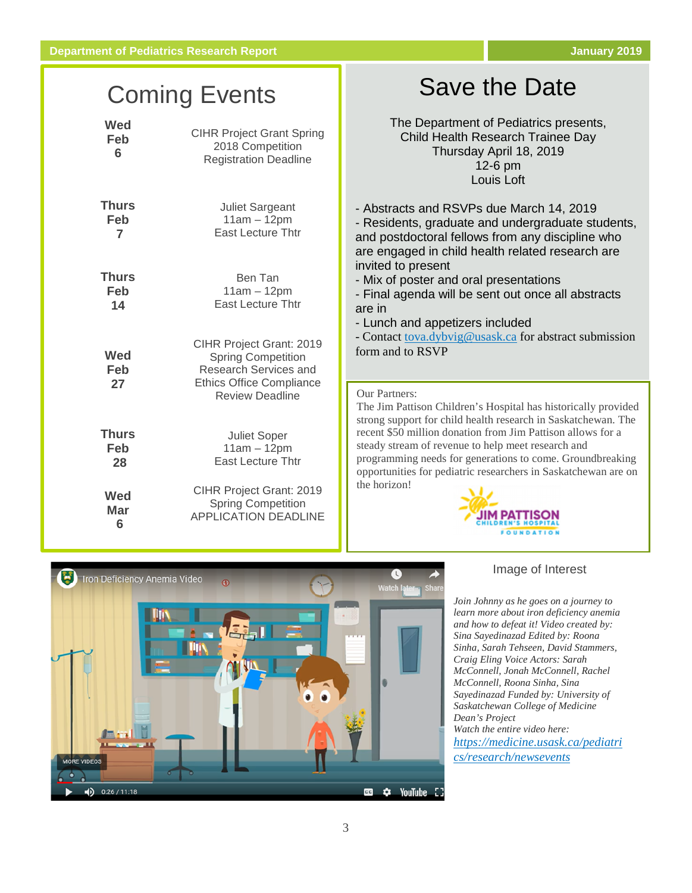# Coming Events

| | |
|---|---|
| **Wed Feb 6** | CIHR Project Grant Spring 2018 Competition Registration Deadline |
| **Thurs Feb 7** | Juliet Sargeant 11am – 12pm East Lecture Thtr |
| **Thurs Feb 14** | Ben Tan 11am – 12pm East Lecture Thtr |
| **Wed Feb 27** | CIHR Project Grant: 2019 Spring Competition Research Services and Ethics Office Compliance Review Deadline |
| **Thurs Feb 28** | Juliet Soper 11am – 12pm East Lecture Thtr |
| **Wed Mar 6** | CIHR Project Grant: 2019 Spring Competition APPLICATION DEADLINE |

# Save the Date

The Department of Pediatrics presents,
Child Health Research Trainee Day
Thursday April 18, 2019
12-6 pm
Louis Loft

- Abstracts and RSVPs due March 14, 2019
- Residents, graduate and undergraduate students, and postdoctoral fellows from any discipline who are engaged in child health related research are invited to present
- Mix of poster and oral presentations
- Final agenda will be sent out once all abstracts are in
- Lunch and appetizers included
- Contact tova.dybvig@usask.ca for abstract submission form and to RSVP

Our Partners:
The Jim Pattison Children's Hospital has historically provided strong support for child health research in Saskatchewan. The recent $50 million donation from Jim Pattison allows for a steady stream of revenue to help meet research and programming needs for generations to come. Groundbreaking opportunities for pediatric researchers in Saskatchewan are on the horizon!

## Image of Interest

*Join Johnny as he goes on a journey to learn more about iron deficiency anemia and how to defeat it! Video created by: Sina Sayedinazad Edited by: Roona Sinha, Sarah Tehseen, David Stammers, Craig Eling Voice Actors: Sarah McConnell, Jonah McConnell, Rachel McConnell, Roona Sinha, Sina Sayedinazad Funded by: University of Saskatchewan College of Medicine Dean's Project*
*Watch the entire video here:* *https://medicine.usask.ca/pediatrics/research/newsevents*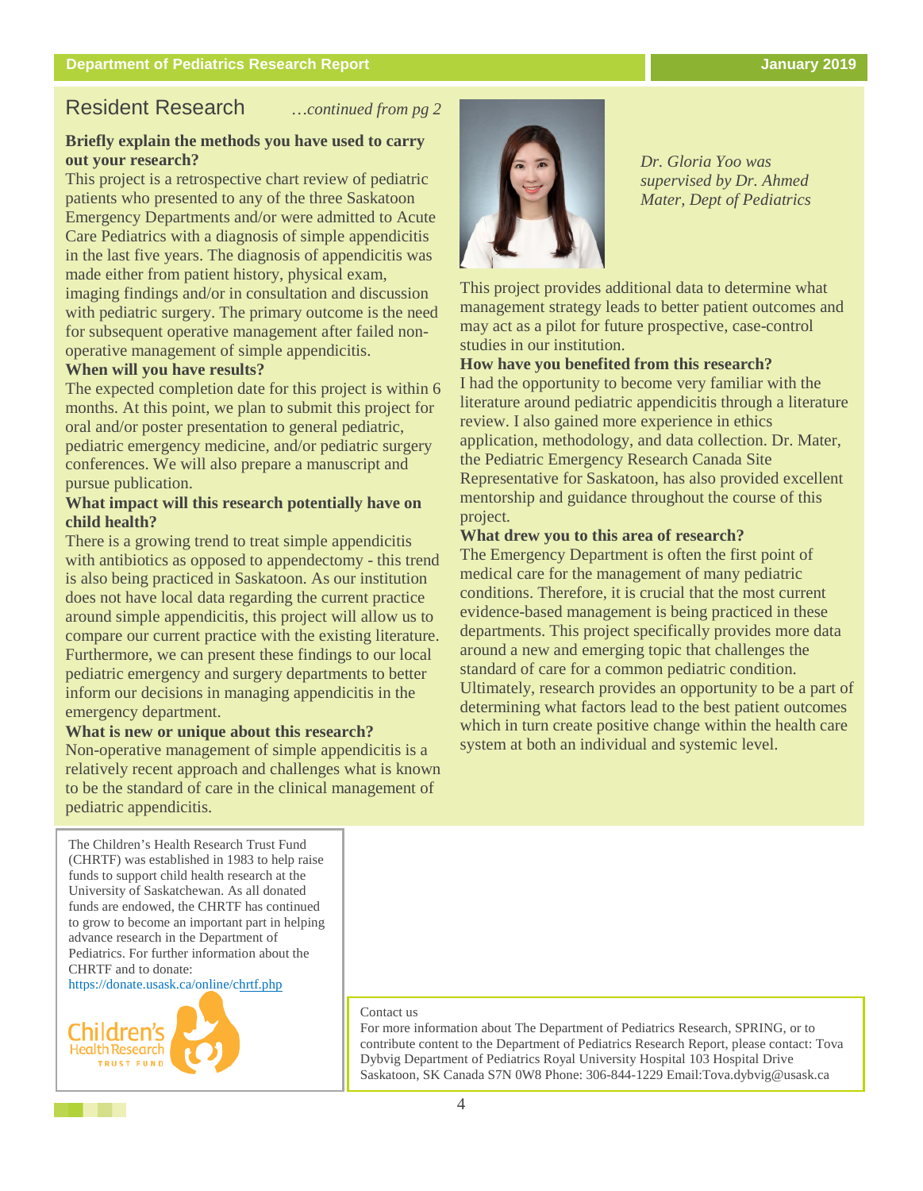## Resident Research

*…continued from pg 2*

**Briefly explain the methods you have used to carry out your research?**

This project is a retrospective chart review of pediatric patients who presented to any of the three Saskatoon Emergency Departments and/or were admitted to Acute Care Pediatrics with a diagnosis of simple appendicitis in the last five years. The diagnosis of appendicitis was made either from patient history, physical exam, imaging findings and/or in consultation and discussion with pediatric surgery. The primary outcome is the need for subsequent operative management after failed non-operative management of simple appendicitis.

**When will you have results?**

The expected completion date for this project is within 6 months. At this point, we plan to submit this project for oral and/or poster presentation to general pediatric, pediatric emergency medicine, and/or pediatric surgery conferences. We will also prepare a manuscript and pursue publication.

**What impact will this research potentially have on child health?**

There is a growing trend to treat simple appendicitis with antibiotics as opposed to appendectomy - this trend is also being practiced in Saskatoon. As our institution does not have local data regarding the current practice around simple appendicitis, this project will allow us to compare our current practice with the existing literature. Furthermore, we can present these findings to our local pediatric emergency and surgery departments to better inform our decisions in managing appendicitis in the emergency department.

**What is new or unique about this research?**

Non-operative management of simple appendicitis is a relatively recent approach and challenges what is known to be the standard of care in the clinical management of pediatric appendicitis.

*Dr. Gloria Yoo was supervised by Dr. Ahmed Mater, Dept of Pediatrics*

This project provides additional data to determine what management strategy leads to better patient outcomes and may act as a pilot for future prospective, case-control studies in our institution.

**How have you benefited from this research?**

I had the opportunity to become very familiar with the literature around pediatric appendicitis through a literature review. I also gained more experience in ethics application, methodology, and data collection. Dr. Mater, the Pediatric Emergency Research Canada Site Representative for Saskatoon, has also provided excellent mentorship and guidance throughout the course of this project.

**What drew you to this area of research?**

The Emergency Department is often the first point of medical care for the management of many pediatric conditions. Therefore, it is crucial that the most current evidence-based management is being practiced in these departments. This project specifically provides more data around a new and emerging topic that challenges the standard of care for a common pediatric condition. Ultimately, research provides an opportunity to be a part of determining what factors lead to the best patient outcomes which in turn create positive change within the health care system at both an individual and systemic level.

---

The Children's Health Research Trust Fund (CHRTF) was established in 1983 to help raise funds to support child health research at the University of Saskatchewan. As all donated funds are endowed, the CHRTF has continued to grow to become an important part in helping advance research in the Department of Pediatrics. For further information about the CHRTF and to donate:
https://donate.usask.ca/online/chrtf.php

Children's Health Research TRUST FUND

---

Contact us

For more information about The Department of Pediatrics Research, SPRING, or to contribute content to the Department of Pediatrics Research Report, please contact: Tova Dybvig Department of Pediatrics Royal University Hospital 103 Hospital Drive Saskatoon, SK Canada S7N 0W8 Phone: 306-844-1229 Email:Tova.dybvig@usask.ca